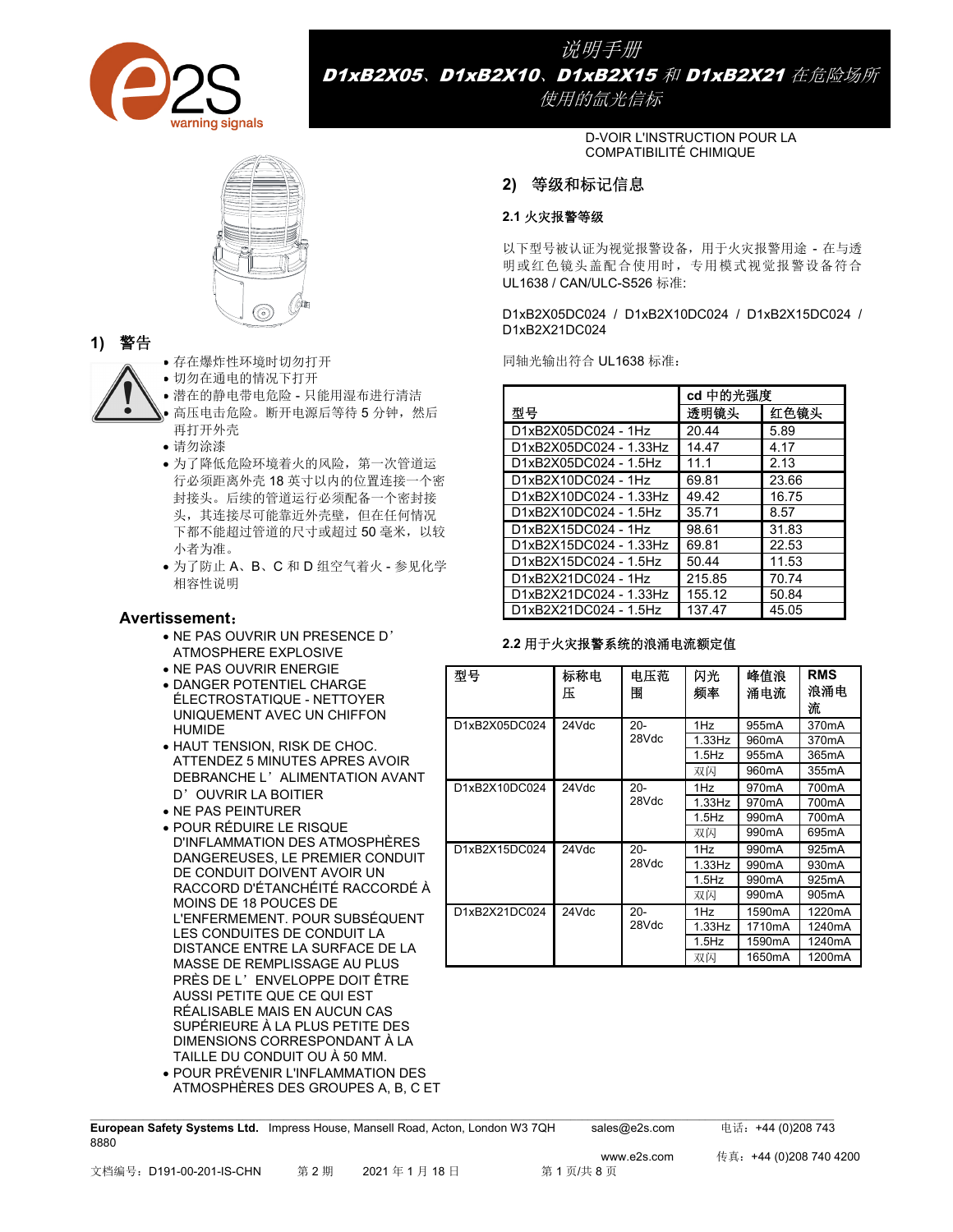# 说明手册

## D1xB2X05、D1xB2X10、D1xB2X15 和 D1xB2X21 在危险场所使用的氙光信标

## 1) 警告

- 存在爆炸性环境时切勿打开
- 切勿在通电的情况下打开
- 潜在的静电带电危险 - 只能用湿布进行清洁
- 高压电击危险。断开电源后等待 5 分钟，然后再打开外壳
- 请勿涂漆
- 为了降低危险环境着火的风险，第一次管道运行必须距离外壳 18 英寸以内的位置连接一个密封接头。后续的管道运行必须配备一个密封接头，其连接尽可能靠近外壳壁，但在任何情况下都不能超过管道的尺寸或超过 50 毫米，以较小者为准。
- 为了防止 A、B、C 和 D 组空气着火 - 参见化学相容性说明

### Avertissement:

- NE PAS OUVRIR UN PRESENCE D'ATMOSPHERE EXPLOSIVE
- NE PAS OUVRIR ENERGIE
- DANGER POTENTIEL CHARGE ÉLECTROSTATIQUE - NETTOYER UNIQUEMENT AVEC UN CHIFFON HUMIDE
- HAUT TENSION, RISK DE CHOC. ATTENDEZ 5 MINUTES APRES AVOIR DEBRANCHE L'ALIMENTATION AVANT D'OUVRIR LA BOITIER
- NE PAS PEINTURER
- POUR RÉDUIRE LE RISQUE D'INFLAMMATION DES ATMOSPHÈRES DANGEREUSES, LE PREMIER CONDUIT DE CONDUIT DOIVENT AVOIR UN RACCORD D'ÉTANCHÉITÉ RACCORDÉ À MOINS DE 18 POUCES DE L'ENFERMEMENT. POUR SUBSÉQUENT LES CONDUITES DE CONDUIT LA DISTANCE ENTRE LA SURFACE DE LA MASSE DE REMPLISSAGE AU PLUS PRÈS DE L'ENVELOPPE DOIT ÊTRE AUSSI PETITE QUE CE QUI EST RÉALISABLE MAIS EN AUCUN CAS SUPÉRIEURE À LA PLUS PETITE DES DIMENSIONS CORRESPONDANT À LA TAILLE DU CONDUIT OU À 50 MM.
- POUR PRÉVENIR L'INFLAMMATION DES ATMOSPHÈRES DES GROUPES A, B, C ET D-VOIR L'INSTRUCTION POUR LA COMPATIBILITÉ CHIMIQUE

## 2) 等级和标记信息

### 2.1 火灾报警等级

以下型号被认证为视觉报警设备，用于火灾报警用途 - 在与透明或红色镜头盖配合使用时，专用模式视觉报警设备符合 UL1638 / CAN/ULC-S526 标准:

D1xB2X05DC024 / D1xB2X10DC024 / D1xB2X15DC024 / D1xB2X21DC024

同轴光输出符合 UL1638 标准：

| 型号 | cd 中的光强度 | |
|---|---|---|
| | 透明镜头 | 红色镜头 |
| D1xB2X05DC024 - 1Hz | 20.44 | 5.89 |
| D1xB2X05DC024 - 1.33Hz | 14.47 | 4.17 |
| D1xB2X05DC024 - 1.5Hz | 11.1 | 2.13 |
| D1xB2X10DC024 - 1Hz | 69.81 | 23.66 |
| D1xB2X10DC024 - 1.33Hz | 49.42 | 16.75 |
| D1xB2X10DC024 - 1.5Hz | 35.71 | 8.57 |
| D1xB2X15DC024 - 1Hz | 98.61 | 31.83 |
| D1xB2X15DC024 - 1.33Hz | 69.81 | 22.53 |
| D1xB2X15DC024 - 1.5Hz | 50.44 | 11.53 |
| D1xB2X21DC024 - 1Hz | 215.85 | 70.74 |
| D1xB2X21DC024 - 1.33Hz | 155.12 | 50.84 |
| D1xB2X21DC024 - 1.5Hz | 137.47 | 45.05 |

### 2.2 用于火灾报警系统的浪涌电流额定值

| 型号 | 标称电压 | 电压范围 | 闪光频率 | 峰值浪涌电流 | RMS 浪涌电流 |
|---|---|---|---|---|---|
| D1xB2X05DC024 | 24Vdc | 20-28Vdc | 1Hz | 955mA | 370mA |
| | | | 1.33Hz | 960mA | 370mA |
| | | | 1.5Hz | 955mA | 365mA |
| | | | 双闪 | 960mA | 355mA |
| D1xB2X10DC024 | 24Vdc | 20-28Vdc | 1Hz | 970mA | 700mA |
| | | | 1.33Hz | 970mA | 700mA |
| | | | 1.5Hz | 990mA | 700mA |
| | | | 双闪 | 990mA | 695mA |
| D1xB2X15DC024 | 24Vdc | 20-28Vdc | 1Hz | 990mA | 925mA |
| | | | 1.33Hz | 990mA | 930mA |
| | | | 1.5Hz | 990mA | 925mA |
| | | | 双闪 | 990mA | 905mA |
| D1xB2X21DC024 | 24Vdc | 20-28Vdc | 1Hz | 1590mA | 1220mA |
| | | | 1.33Hz | 1710mA | 1240mA |
| | | | 1.5Hz | 1590mA | 1240mA |
| | | | 双闪 | 1650mA | 1200mA |

**European Safety Systems Ltd.** Impress House, Mansell Road, Acton, London W3 7QH　sales@e2s.com　电话：+44 (0)208 743 8880　www.e2s.com　传真：+44 (0)208 740 4200

文档编号：D191-00-201-IS-CHN　第 2 期　2021 年 1 月 18 日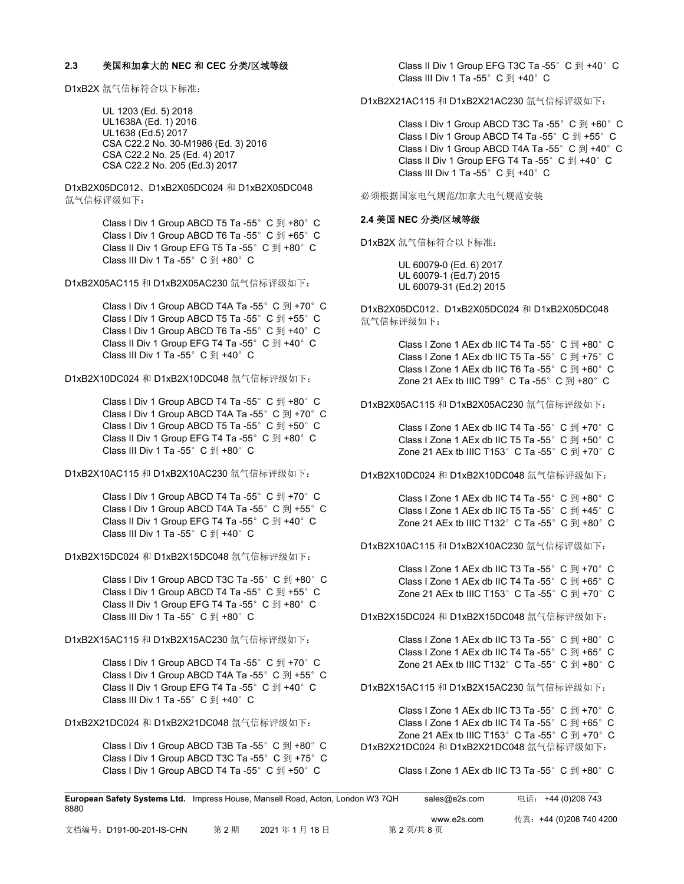### 2.3 美国和加拿大的 NEC 和 CEC 分类/区域等级

D1xB2X 氙气信标符合以下标准：

UL 1203 (Ed. 5) 2018
UL1638A (Ed. 1) 2016
UL1638 (Ed.5) 2017
CSA C22.2 No. 30-M1986 (Ed. 3) 2016
CSA C22.2 No. 25 (Ed. 4) 2017
CSA C22.2 No. 205 (Ed.3) 2017

D1xB2X05DC012、D1xB2X05DC024 和 D1xB2X05DC048 氙气信标评级如下：

Class I Div 1 Group ABCD T5 Ta -55° C 到 +80° C
Class I Div 1 Group ABCD T6 Ta -55° C 到 +65° C
Class II Div 1 Group EFG T5 Ta -55° C 到 +80° C
Class III Div 1 Ta -55° C 到 +80° C

D1xB2X05AC115 和 D1xB2X05AC230 氙气信标评级如下：

Class I Div 1 Group ABCD T4A Ta -55° C 到 +70° C
Class I Div 1 Group ABCD T5 Ta -55° C 到 +55° C
Class I Div 1 Group ABCD T6 Ta -55° C 到 +40° C
Class II Div 1 Group EFG T4 Ta -55° C 到 +40° C
Class III Div 1 Ta -55° C 到 +40° C

D1xB2X10DC024 和 D1xB2X10DC048 氙气信标评级如下：

Class I Div 1 Group ABCD T4 Ta -55° C 到 +80° C
Class I Div 1 Group ABCD T4A Ta -55° C 到 +70° C
Class I Div 1 Group ABCD T5 Ta -55° C 到 +50° C
Class II Div 1 Group EFG T4 Ta -55° C 到 +80° C
Class III Div 1 Ta -55° C 到 +80° C

D1xB2X10AC115 和 D1xB2X10AC230 氙气信标评级如下：

Class I Div 1 Group ABCD T4 Ta -55° C 到 +70° C
Class I Div 1 Group ABCD T4A Ta -55° C 到 +55° C
Class II Div 1 Group EFG T4 Ta -55° C 到 +40° C
Class III Div 1 Ta -55° C 到 +40° C

D1xB2X15DC024 和 D1xB2X15DC048 氙气信标评级如下：

Class I Div 1 Group ABCD T3C Ta -55° C 到 +80° C
Class I Div 1 Group ABCD T4 Ta -55° C 到 +55° C
Class II Div 1 Group EFG T4 Ta -55° C 到 +80° C
Class III Div 1 Ta -55° C 到 +80° C

D1xB2X15AC115 和 D1xB2X15AC230 氙气信标评级如下：

Class I Div 1 Group ABCD T4 Ta -55° C 到 +70° C
Class I Div 1 Group ABCD T4A Ta -55° C 到 +55° C
Class II Div 1 Group EFG T4 Ta -55° C 到 +40° C
Class III Div 1 Ta -55° C 到 +40° C

D1xB2X21DC024 和 D1xB2X21DC048 氙气信标评级如下：

Class I Div 1 Group ABCD T3B Ta -55° C 到 +80° C
Class I Div 1 Group ABCD T3C Ta -55° C 到 +75° C
Class I Div 1 Group ABCD T4 Ta -55° C 到 +50° C
Class II Div 1 Group EFG T3C Ta -55° C 到 +40° C
Class III Div 1 Ta -55° C 到 +40° C

D1xB2X21AC115 和 D1xB2X21AC230 氙气信标评级如下：

Class I Div 1 Group ABCD T3C Ta -55° C 到 +60° C
Class I Div 1 Group ABCD T4 Ta -55° C 到 +55° C
Class I Div 1 Group ABCD T4A Ta -55° C 到 +40° C
Class II Div 1 Group EFG T4 Ta -55° C 到 +40° C
Class III Div 1 Ta -55° C 到 +40° C

必须根据国家电气规范/加拿大电气规范安装

### 2.4 美国 NEC 分类/区域等级

D1xB2X 氙气信标符合以下标准：

UL 60079-0 (Ed. 6) 2017
UL 60079-1 (Ed.7) 2015
UL 60079-31 (Ed.2) 2015

D1xB2X05DC012、D1xB2X05DC024 和 D1xB2X05DC048 氙气信标评级如下：

Class I Zone 1 AEx db IIC T4 Ta -55° C 到 +80° C
Class I Zone 1 AEx db IIC T5 Ta -55° C 到 +75° C
Class I Zone 1 AEx db IIC T6 Ta -55° C 到 +60° C
Zone 21 AEx tb IIIC T99° C Ta -55° C 到 +80° C

D1xB2X05AC115 和 D1xB2X05AC230 氙气信标评级如下：

Class I Zone 1 AEx db IIC T4 Ta -55° C 到 +70° C
Class I Zone 1 AEx db IIC T5 Ta -55° C 到 +50° C
Zone 21 AEx tb IIIC T153° C Ta -55° C 到 +70° C

D1xB2X10DC024 和 D1xB2X10DC048 氙气信标评级如下：

Class I Zone 1 AEx db IIC T4 Ta -55° C 到 +80° C
Class I Zone 1 AEx db IIC T5 Ta -55° C 到 +45° C
Zone 21 AEx tb IIIC T132° C Ta -55° C 到 +80° C

D1xB2X10AC115 和 D1xB2X10AC230 氙气信标评级如下：

Class I Zone 1 AEx db IIC T3 Ta -55° C 到 +70° C
Class I Zone 1 AEx db IIC T4 Ta -55° C 到 +65° C
Zone 21 AEx tb IIIC T153° C Ta -55° C 到 +70° C

D1xB2X15DC024 和 D1xB2X15DC048 氙气信标评级如下：

Class I Zone 1 AEx db IIC T3 Ta -55° C 到 +80° C
Class I Zone 1 AEx db IIC T4 Ta -55° C 到 +65° C
Zone 21 AEx tb IIIC T132° C Ta -55° C 到 +80° C

D1xB2X15AC115 和 D1xB2X15AC230 氙气信标评级如下：

Class I Zone 1 AEx db IIC T3 Ta -55° C 到 +70° C
Class I Zone 1 AEx db IIC T4 Ta -55° C 到 +65° C
Zone 21 AEx tb IIIC T153° C Ta -55° C 到 +70° C

D1xB2X21DC024 和 D1xB2X21DC048 氙气信标评级如下：

Class I Zone 1 AEx db IIC T3 Ta -55° C 到 +80° C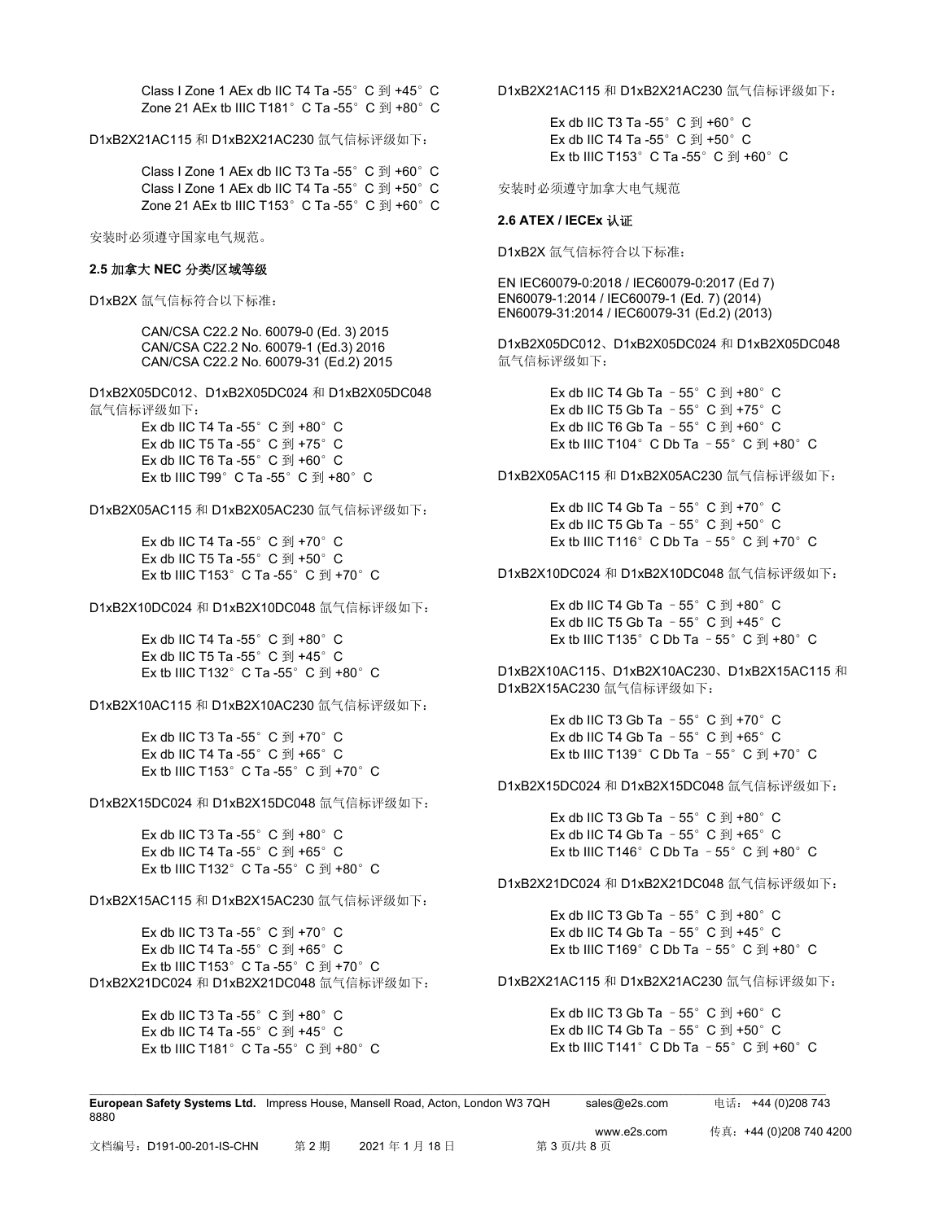Class I Zone 1 AEx db IIC T4 Ta -55° C 到 +45° C
Zone 21 AEx tb IIIC T181° C Ta -55° C 到 +80° C

D1xB2X21AC115 和 D1xB2X21AC230 氙气信标评级如下：

Class I Zone 1 AEx db IIC T3 Ta -55° C 到 +60° C
Class I Zone 1 AEx db IIC T4 Ta -55° C 到 +50° C
Zone 21 AEx tb IIIC T153° C Ta -55° C 到 +60° C

安装时必须遵守国家电气规范。

**2.5 加拿大 NEC 分类/区域等级**

D1xB2X 氙气信标符合以下标准：

CAN/CSA C22.2 No. 60079-0 (Ed. 3) 2015
CAN/CSA C22.2 No. 60079-1 (Ed.3) 2016
CAN/CSA C22.2 No. 60079-31 (Ed.2) 2015

D1xB2X05DC012、D1xB2X05DC024 和 D1xB2X05DC048 氙气信标评级如下：

Ex db IIC T4 Ta -55° C 到 +80° C
Ex db IIC T5 Ta -55° C 到 +75° C
Ex db IIC T6 Ta -55° C 到 +60° C
Ex tb IIIC T99° C Ta -55° C 到 +80° C

D1xB2X05AC115 和 D1xB2X05AC230 氙气信标评级如下：

Ex db IIC T4 Ta -55° C 到 +70° C
Ex db IIC T5 Ta -55° C 到 +50° C
Ex tb IIIC T153° C Ta -55° C 到 +70° C

D1xB2X10DC024 和 D1xB2X10DC048 氙气信标评级如下：

Ex db IIC T4 Ta -55° C 到 +80° C
Ex db IIC T5 Ta -55° C 到 +45° C
Ex tb IIIC T132° C Ta -55° C 到 +80° C

D1xB2X10AC115 和 D1xB2X10AC230 氙气信标评级如下：

Ex db IIC T3 Ta -55° C 到 +70° C
Ex db IIC T4 Ta -55° C 到 +65° C
Ex tb IIIC T153° C Ta -55° C 到 +70° C

D1xB2X15DC024 和 D1xB2X15DC048 氙气信标评级如下：

Ex db IIC T3 Ta -55° C 到 +80° C
Ex db IIC T4 Ta -55° C 到 +65° C
Ex tb IIIC T132° C Ta -55° C 到 +80° C

D1xB2X15AC115 和 D1xB2X15AC230 氙气信标评级如下：

Ex db IIC T3 Ta -55° C 到 +70° C
Ex db IIC T4 Ta -55° C 到 +65° C
Ex tb IIIC T153° C Ta -55° C 到 +70° C

D1xB2X21DC024 和 D1xB2X21DC048 氙气信标评级如下：

Ex db IIC T3 Ta -55° C 到 +80° C
Ex db IIC T4 Ta -55° C 到 +45° C
Ex tb IIIC T181° C Ta -55° C 到 +80° C

D1xB2X21AC115 和 D1xB2X21AC230 氙气信标评级如下：

Ex db IIC T3 Ta -55° C 到 +60° C
Ex db IIC T4 Ta -55° C 到 +50° C
Ex tb IIIC T153° C Ta -55° C 到 +60° C

安装时必须遵守加拿大电气规范

**2.6 ATEX / IECEx 认证**

D1xB2X 氙气信标符合以下标准：

EN IEC60079-0:2018 / IEC60079-0:2017 (Ed 7)
EN60079-1:2014 / IEC60079-1 (Ed. 7) (2014)
EN60079-31:2014 / IEC60079-31 (Ed.2) (2013)

D1xB2X05DC012、D1xB2X05DC024 和 D1xB2X05DC048 氙气信标评级如下：

Ex db IIC T4 Gb Ta –55° C 到 +80° C
Ex db IIC T5 Gb Ta –55° C 到 +75° C
Ex db IIC T6 Gb Ta –55° C 到 +60° C
Ex tb IIIC T104° C Db Ta –55° C 到 +80° C

D1xB2X05AC115 和 D1xB2X05AC230 氙气信标评级如下：

Ex db IIC T4 Gb Ta –55° C 到 +70° C
Ex db IIC T5 Gb Ta –55° C 到 +50° C
Ex tb IIIC T116° C Db Ta –55° C 到 +70° C

D1xB2X10DC024 和 D1xB2X10DC048 氙气信标评级如下：

Ex db IIC T4 Gb Ta –55° C 到 +80° C
Ex db IIC T5 Gb Ta –55° C 到 +45° C
Ex tb IIIC T135° C Db Ta –55° C 到 +80° C

D1xB2X10AC115、D1xB2X10AC230、D1xB2X15AC115 和 D1xB2X15AC230 氙气信标评级如下：

Ex db IIC T3 Gb Ta –55° C 到 +70° C
Ex db IIC T4 Gb Ta –55° C 到 +65° C
Ex tb IIIC T139° C Db Ta –55° C 到 +70° C

D1xB2X15DC024 和 D1xB2X15DC048 氙气信标评级如下：

Ex db IIC T3 Gb Ta –55° C 到 +80° C
Ex db IIC T4 Gb Ta –55° C 到 +65° C
Ex tb IIIC T146° C Db Ta –55° C 到 +80° C

D1xB2X21DC024 和 D1xB2X21DC048 氙气信标评级如下：

Ex db IIC T3 Gb Ta –55° C 到 +80° C
Ex db IIC T4 Gb Ta –55° C 到 +45° C
Ex tb IIIC T169° C Db Ta –55° C 到 +80° C

D1xB2X21AC115 和 D1xB2X21AC230 氙气信标评级如下：

Ex db IIC T3 Gb Ta –55° C 到 +60° C
Ex db IIC T4 Gb Ta –55° C 到 +50° C
Ex tb IIIC T141° C Db Ta –55° C 到 +60° C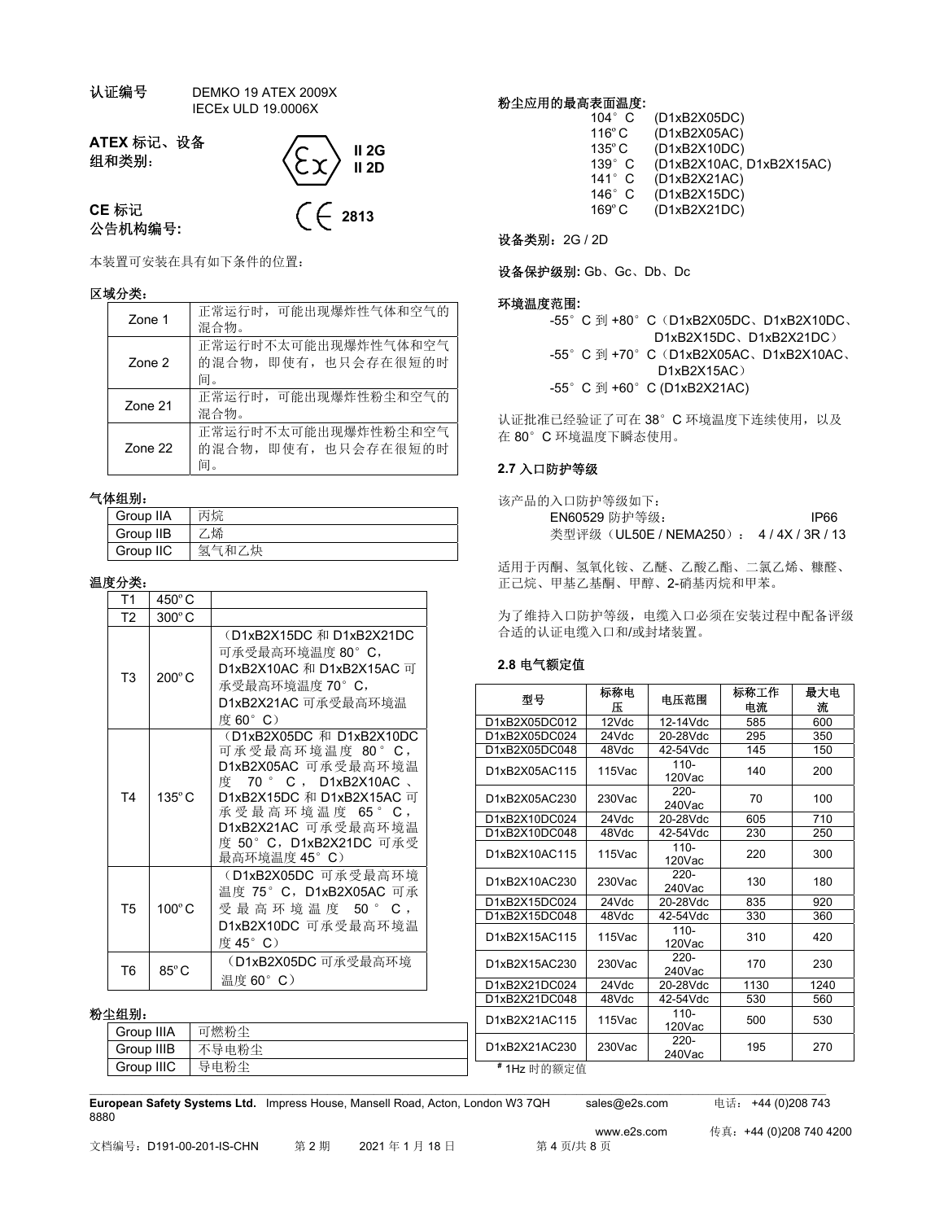**认证编号** DEMKO 19 ATEX 2009X
IECEx ULD 19.0006X

**ATEX 标记、设备组和类别：** II 2G
II 2D

**CE 标记**
**公告机构编号:** 2813

本装置可安装在具有如下条件的位置：

**区域分类：**

| | |
|---|---|
| Zone 1 | 正常运行时，可能出现爆炸性气体和空气的混合物。 |
| Zone 2 | 正常运行时不太可能出现爆炸性气体和空气的混合物，即使有，也只会存在很短的时间。 |
| Zone 21 | 正常运行时，可能出现爆炸性粉尘和空气的混合物。 |
| Zone 22 | 正常运行时不太可能出现爆炸性粉尘和空气的混合物，即使有，也只会存在很短的时间。 |

**气体组别：**

| | |
|---|---|
| Group IIA | 丙烷 |
| Group IIB | 乙烯 |
| Group IIC | 氢气和乙炔 |

**温度分类：**

| | | |
|---|---|---|
| T1 | 450°C | |
| T2 | 300°C | |
| T3 | 200°C | （D1xB2X15DC 和 D1xB2X21DC 可承受最高环境温度 80°C，D1xB2X10AC 和 D1xB2X15AC 可承受最高环境温度 70°C，D1xB2X21AC 可承受最高环境温度 60°C） |
| T4 | 135°C | （D1xB2X05DC 和 D1xB2X10DC 可承受最高环境温度 80°C，D1xB2X05AC 可承受最高环境温度 70°C，D1xB2X10AC、D1xB2X15DC 和 D1xB2X15AC 可承受最高环境温度 65°C，D1xB2X21AC 可承受最高环境温度 50°C，D1xB2X21DC 可承受最高环境温度 45°C） |
| T5 | 100°C | （D1xB2X05DC 可承受最高环境温度 75°C，D1xB2X05AC 可承受最高环境温度 50°C，D1xB2X10DC 可承受最高环境温度 45°C） |
| T6 | 85°C | （D1xB2X05DC 可承受最高环境温度 60°C） |

**粉尘组别：**

| | |
|---|---|
| Group IIIA | 可燃粉尘 |
| Group IIIB | 不导电粉尘 |
| Group IIIC | 导电粉尘 |

**粉尘应用的最高表面温度:**

104°C (D1xB2X05DC)
116°C (D1xB2X05AC)
135°C (D1xB2X10DC)
139°C (D1xB2X10AC, D1xB2X15AC)
141°C (D1xB2X21AC)
146°C (D1xB2X15DC)
169°C (D1xB2X21DC)

**设备类别**：2G / 2D

**设备保护级别:** Gb、Gc、Db、Dc

**环境温度范围:**

-55°C 到 +80°C（D1xB2X05DC、D1xB2X10DC、D1xB2X15DC、D1xB2X21DC）
-55°C 到 +70°C（D1xB2X05AC、D1xB2X10AC、D1xB2X15AC）
-55°C 到 +60°C (D1xB2X21AC)

认证批准已经验证了可在 38°C 环境温度下连续使用，以及在 80°C 环境温度下瞬态使用。

### 2.7 入口防护等级

该产品的入口防护等级如下：

EN60529 防护等级： IP66
类型评级（UL50E / NEMA250）： 4 / 4X / 3R / 13

适用于丙酮、氢氧化铵、乙醚、乙酸乙酯、二氯乙烯、糠醛、正己烷、甲基乙基酮、甲醇、2-硝基丙烷和甲苯。

为了维持入口防护等级，电缆入口必须在安装过程中配备评级合适的认证电缆入口和/或封堵装置。

### 2.8 电气额定值

| 型号 | 标称电压 | 电压范围 | 标称工作电流 | 最大电流 |
|---|---|---|---|---|
| D1xB2X05DC012 | 12Vdc | 12-14Vdc | 585 | 600 |
| D1xB2X05DC024 | 24Vdc | 20-28Vdc | 295 | 350 |
| D1xB2X05DC048 | 48Vdc | 42-54Vdc | 145 | 150 |
| D1xB2X05AC115 | 115Vac | 110-120Vac | 140 | 200 |
| D1xB2X05AC230 | 230Vac | 220-240Vac | 70 | 100 |
| D1xB2X10DC024 | 24Vdc | 20-28Vdc | 605 | 710 |
| D1xB2X10DC048 | 48Vdc | 42-54Vdc | 230 | 250 |
| D1xB2X10AC115 | 115Vac | 110-120Vac | 220 | 300 |
| D1xB2X10AC230 | 230Vac | 220-240Vac | 130 | 180 |
| D1xB2X15DC024 | 24Vdc | 20-28Vdc | 835 | 920 |
| D1xB2X15DC048 | 48Vdc | 42-54Vdc | 330 | 360 |
| D1xB2X15AC115 | 115Vac | 110-120Vac | 310 | 420 |
| D1xB2X15AC230 | 230Vac | 220-240Vac | 170 | 230 |
| D1xB2X21DC024 | 24Vdc | 20-28Vdc | 1130 | 1240 |
| D1xB2X21DC048 | 48Vdc | 42-54Vdc | 530 | 560 |
| D1xB2X21AC115 | 115Vac | 110-120Vac | 500 | 530 |
| D1xB2X21AC230 | 230Vac | 220-240Vac | 195 | 270 |

# 1Hz 时的额定值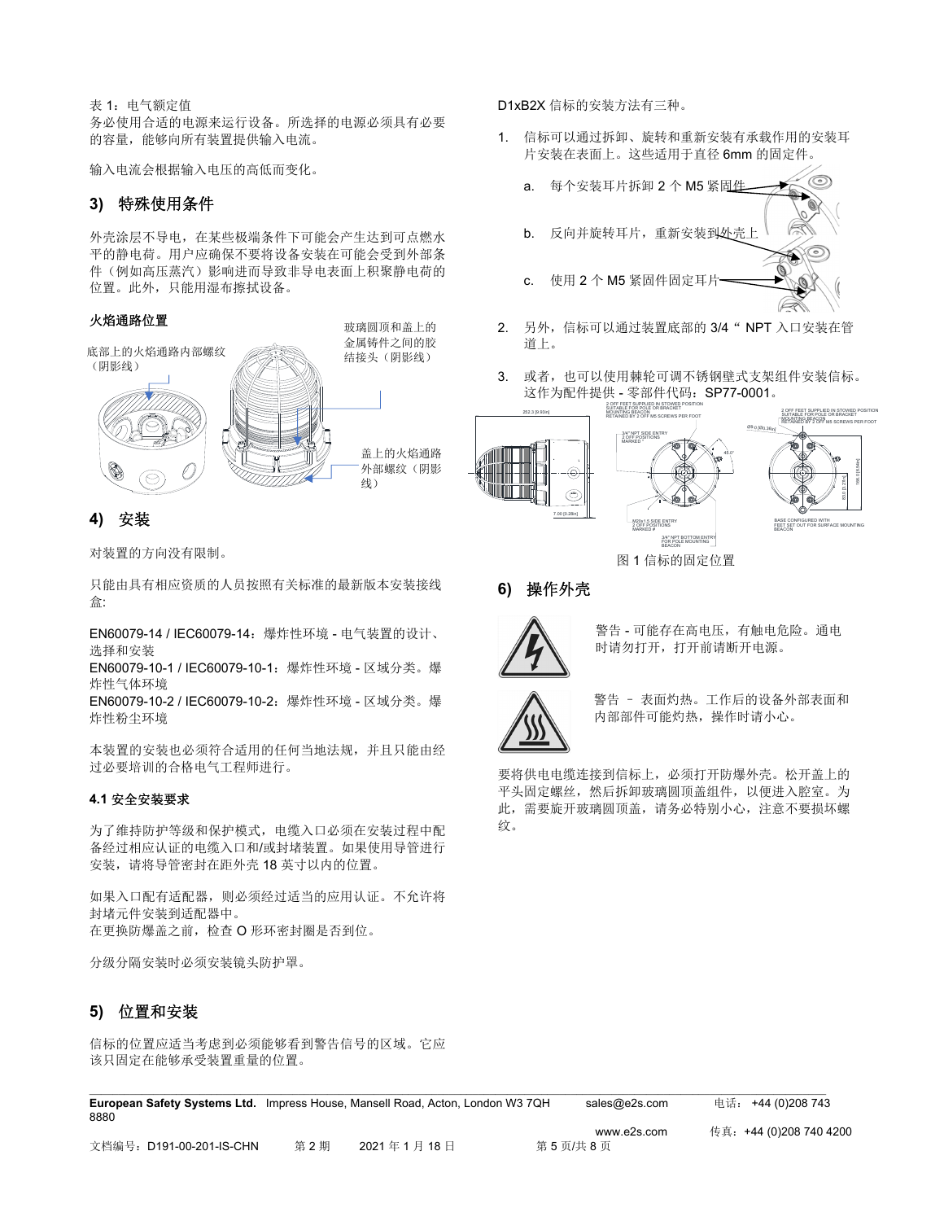表 1：电气额定值

务必使用合适的电源来运行设备。所选择的电源必须具有必要的容量，能够向所有装置提供输入电流。

输入电流会根据输入电压的高低而变化。

## 3) 特殊使用条件

外壳涂层不导电，在某些极端条件下可能会产生达到可点燃水平的静电荷。用户应确保不要将设备安装在可能会受到外部条件（例如高压蒸汽）影响进而导致非导电表面上积聚静电荷的位置。此外，只能用湿布擦拭设备。

**火焰通路位置**

底部上的火焰通路内部螺纹（阴影线）

玻璃圆顶和盖上的金属铸件之间的胶结接头（阴影线）

盖上的火焰通路外部螺纹（阴影线）

## 4) 安装

对装置的方向没有限制。

只能由具有相应资质的人员按照有关标准的最新版本安装接线盒:

EN60079-14 / IEC60079-14：爆炸性环境 - 电气装置的设计、选择和安装
EN60079-10-1 / IEC60079-10-1：爆炸性环境 - 区域分类。爆炸性气体环境
EN60079-10-2 / IEC60079-10-2：爆炸性环境 - 区域分类。爆炸性粉尘环境

本装置的安装也必须符合适用的任何当地法规，并且只能由经过必要培训的合格电气工程师进行。

### 4.1 安全安装要求

为了维持防护等级和保护模式，电缆入口必须在安装过程中配备经过相应认证的电缆入口和/或封堵装置。如果使用导管进行安装，请将导管密封在距外壳 18 英寸以内的位置。

如果入口配有适配器，则必须经过适当的应用认证。不允许将封堵元件安装到适配器中。
在更换防爆盖之前，检查 O 形环密封圈是否到位。

分级分隔安装时必须安装镜头防护罩。

## 5) 位置和安装

信标的位置应适当考虑到必须能够看到警告信号的区域。它应该只固定在能够承受装置重量的位置。

D1xB2X 信标的安装方法有三种。

1. 信标可以通过拆卸、旋转和重新安装有承载作用的安装耳片安装在表面上。这些适用于直径 6mm 的固定件。
   a. 每个安装耳片拆卸 2 个 M5 紧固件
   b. 反向并旋转耳片，重新安装到外壳上
   c. 使用 2 个 M5 紧固件固定耳片
2. 另外，信标可以通过装置底部的 3/4 " NPT 入口安装在管道上。
3. 或者，也可以使用棘轮可调不锈钢壁式支架组件安装信标。这作为配件提供 - 零部件代码：SP77-0001。

252.3 [9.93in]
7.00 [0.28in]
2 OFF FEET SUPPLIED IN STOWED POSITION SUITABLE FOR POLE OR BRACKET MOUNTING BEACON RETAINED BY 2 OFF M5 SCREWS PER FOOT
3/4" NPT SIDE ENTRY 2 OFF POSITIONS MARKED
45.0°
M20x1.5 SIDE ENTRY 2 OFF POSITIONS MARKED
3/4" NPT BOTTOM ENTRY FOR POLE MOUNTING BEACON
Ø9.0 [Ø0.35in]
BASE CONFIGURED WITH FEET SET OUT FOR SURFACE MOUNTING BEACON

图 1 信标的固定位置

## 6) 操作外壳

警告 - 可能存在高电压，有触电危险。通电时请勿打开，打开前请断开电源。

警告 – 表面灼热。工作后的设备外部表面和内部部件可能灼热，操作时请小心。

要将供电电缆连接到信标上，必须打开防爆外壳。松开盖上的平头固定螺丝，然后拆卸玻璃圆顶盖组件，以便进入腔室。为此，需要旋开玻璃圆顶盖，请务必特别小心，注意不要损坏螺纹。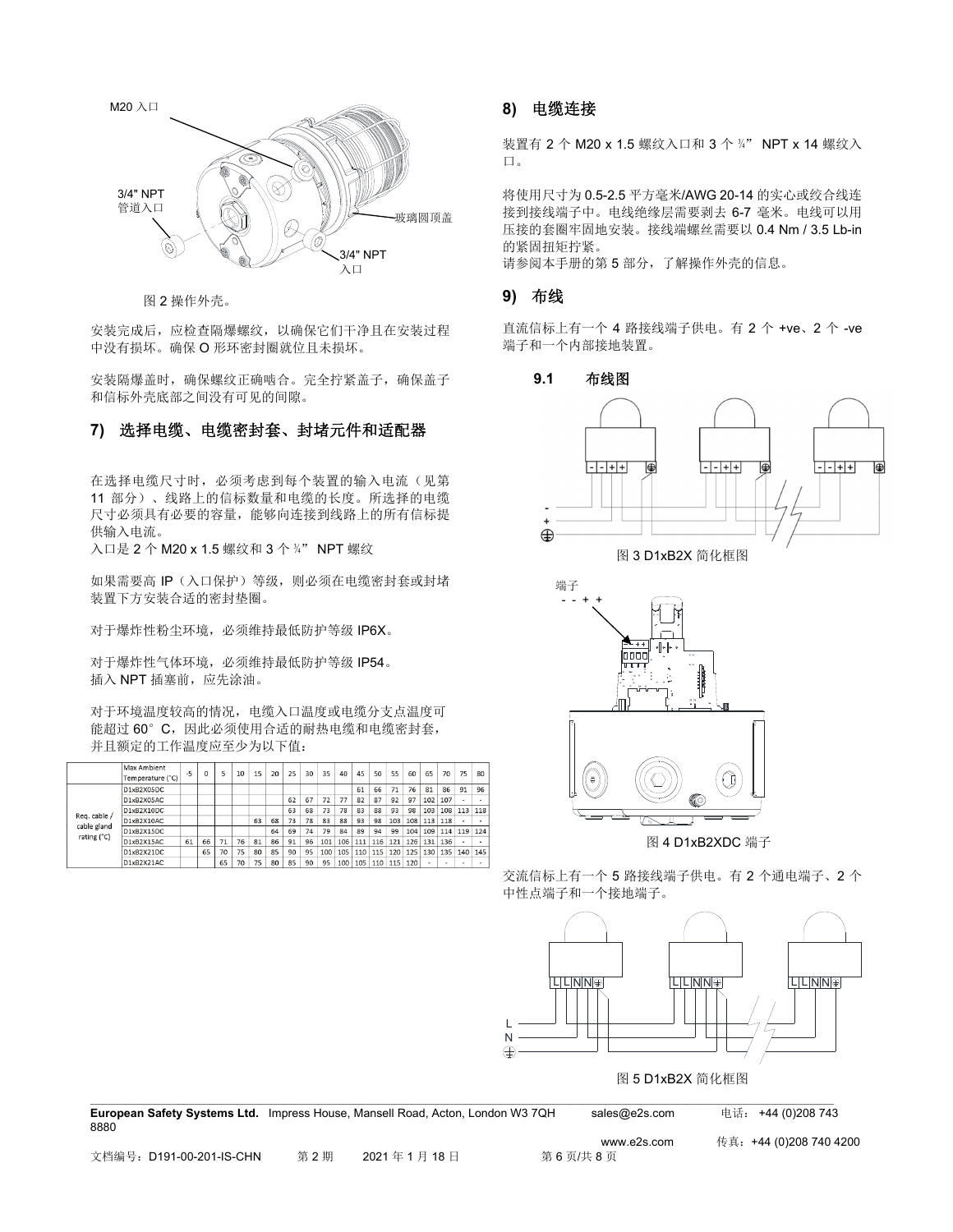图 2 操作外壳。

安装完成后，应检查隔爆螺纹，以确保它们干净且在安装过程中没有损坏。确保 O 形环密封圈就位且未损坏。

安装隔爆盖时，确保螺纹正确啮合。完全拧紧盖子，确保盖子和信标外壳底部之间没有可见的间隙。

## 7) 选择电缆、电缆密封套、封堵元件和适配器

在选择电缆尺寸时，必须考虑到每个装置的输入电流（见第 11 部分）、线路上的信标数量和电缆的长度。所选择的电缆尺寸必须具有必要的容量，能够向连接到线路上的所有信标提供输入电流。
入口是 2 个 M20 x 1.5 螺纹和 3 个 ¾” NPT 螺纹

如果需要高 IP（入口保护）等级，则必须在电缆密封套或封堵装置下方安装合适的密封垫圈。

对于爆炸性粉尘环境，必须维持最低防护等级 IP6X。

对于爆炸性气体环境，必须维持最低防护等级 IP54。
插入 NPT 插塞前，应先涂油。

对于环境温度较高的情况，电缆入口温度或电缆分支点温度可能超过 60°C，因此必须使用合适的耐热电缆和电缆密封套，并且额定的工作温度应至少为以下值：

| | Max Ambient Temperature (°C) | -5 | 0 | 5 | 10 | 15 | 20 | 25 | 30 | 35 | 40 | 45 | 50 | 55 | 60 | 65 | 70 | 75 | 80 |
|---|---|---|---|---|---|---|---|---|---|---|---|---|---|---|---|---|---|---|---|
| Req. cable / cable gland rating (°C) | D1xB2X05DC | | | | | | | | | | | 61 | 66 | 71 | 76 | 81 | 86 | 91 | 96 |
| | D1xB2X05AC | | | | | | | 62 | 67 | 72 | 77 | 82 | 87 | 92 | 97 | 102 | 107 | - | - |
| | D1xB2X10DC | | | | | | | 63 | 68 | 73 | 78 | 83 | 88 | 93 | 98 | 103 | 108 | 113 | 118 |
| | D1xB2X10AC | | | | | 63 | 68 | 73 | 78 | 83 | 88 | 93 | 98 | 103 | 108 | 113 | 118 | - | - |
| | D1xB2X15DC | | | | | | 64 | 69 | 74 | 79 | 84 | 89 | 94 | 99 | 104 | 109 | 114 | 119 | 124 |
| | D1xB2X15AC | 61 | 66 | 71 | 76 | 81 | 86 | 91 | 96 | 101 | 106 | 111 | 116 | 121 | 126 | 131 | 136 | - | - |
| | D1xB2X21DC | | 65 | 70 | 75 | 80 | 85 | 90 | 95 | 100 | 105 | 110 | 115 | 120 | 125 | 130 | 135 | 140 | 145 |
| | D1xB2X21AC | | | 65 | 70 | 75 | 80 | 85 | 90 | 95 | 100 | 105 | 110 | 115 | 120 | - | - | - | - |

## 8) 电缆连接

装置有 2 个 M20 x 1.5 螺纹入口和 3 个 ¾” NPT x 14 螺纹入口。

将使用尺寸为 0.5-2.5 平方毫米/AWG 20-14 的实心或绞合线连接到接线端子中。电线绝缘层需要剥去 6-7 毫米。电线可以用压接的套圈牢固地安装。接线端螺丝需要以 0.4 Nm / 3.5 Lb-in 的紧固扭矩拧紧。
请参阅本手册的第 5 部分，了解操作外壳的信息。

## 9) 布线

直流信标上有一个 4 路接线端子供电。有 2 个 +ve、2 个 -ve 端子和一个内部接地装置。

### 9.1 布线图

图 3 D1xB2X 简化框图

图 4 D1xB2XDC 端子

交流信标上有一个 5 路接线端子供电。有 2 个通电端子、2 个中性点端子和一个接地端子。

图 5 D1xB2X 简化框图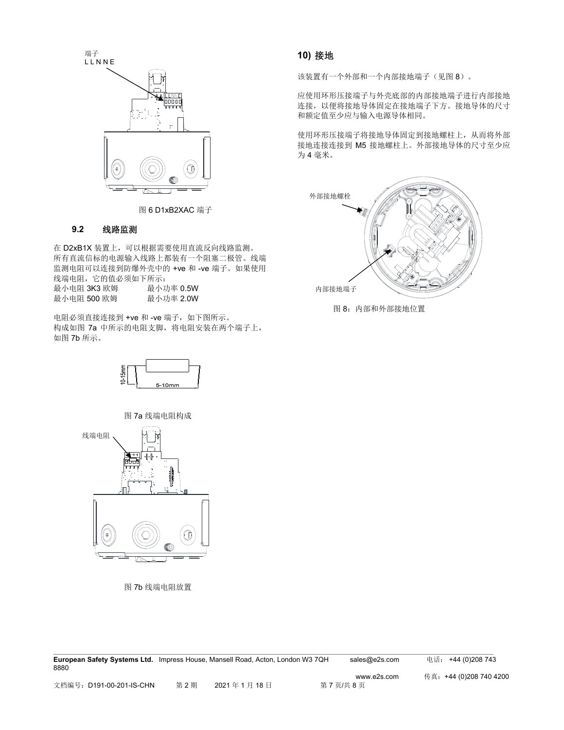端子
LLNNE

图 6 D1xB2XAC 端子

### 9.2 线路监测

在 D2xB1X 装置上，可以根据需要使用直流反向线路监测。所有直流信标的电源输入线路上都装有一个阻塞二极管。线端监测电阻可以连接到防爆外壳中的 +ve 和 -ve 端子。如果使用线端电阻，它的值必须如下所示：

| | |
|---|---|
| 最小电阻 3K3 欧姆 | 最小功率 0.5W |
| 最小电阻 500 欧姆 | 最小功率 2.0W |

电阻必须直接连接到 +ve 和 -ve 端子，如下图所示。
构成如图 7a 中所示的电阻支脚，将电阻安装在两个端子上，如图 7b 所示。

10-15mm
5-10mm

图 7a 线端电阻构成

线端电阻

图 7b 线端电阻放置

## 10) 接地

该装置有一个外部和一个内部接地端子（见图 8）。

应使用环形压接端子与外壳底部的内部接地端子进行内部接地连接，以便将接地导体固定在接地端子下方。接地导体的尺寸和额定值至少应与输入电源导体相同。

使用环形压接端子将接地导体固定到接地螺柱上，从而将外部接地连接连接到 M5 接地螺柱上。外部接地导体的尺寸至少应为 4 毫米。

外部接地螺栓

内部接地端子

图 8：内部和外部接地位置

**European Safety Systems Ltd.** Impress House, Mansell Road, Acton, London W3 7QH sales@e2s.com 电话：+44 (0)208 743 8880
www.e2s.com 传真：+44 (0)208 740 4200

文档编号：D191-00-201-IS-CHN 第 2 期 2021 年 1 月 18 日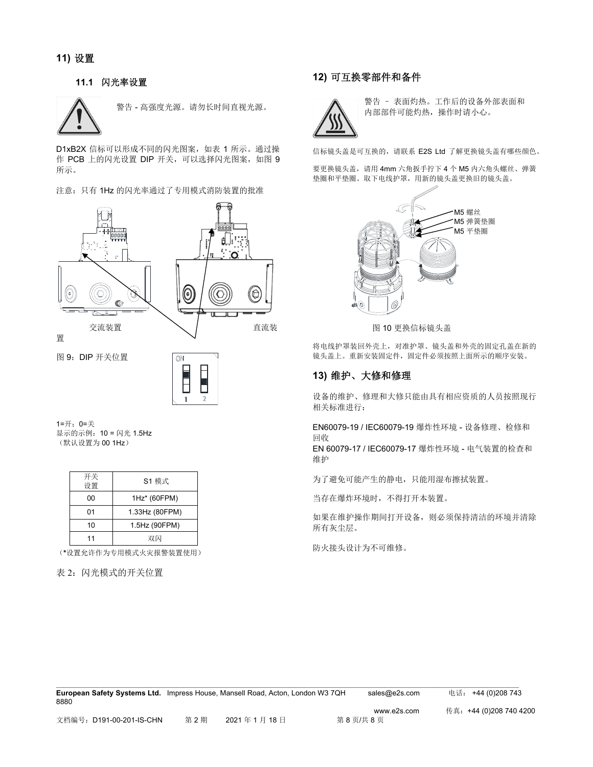## 11) 设置

### 11.1 闪光率设置

警告 - 高强度光源。请勿长时间直视光源。

D1xB2X 信标可以形成不同的闪光图案，如表 1 所示。通过操作 PCB 上的闪光设置 DIP 开关，可以选择闪光图案，如图 9 所示。

注意：只有 1Hz 的闪光率通过了专用模式消防装置的批准

交流装置

直流装置

图 9：DIP 开关位置

ON

1 2

1=开；0=关
显示的示例：10 = 闪光 1.5Hz
（默认设置为 00 1Hz）

| 开关设置 | S1 模式 |
|---|---|
| 00 | 1Hz* (60FPM) |
| 01 | 1.33Hz (80FPM) |
| 10 | 1.5Hz (90FPM) |
| 11 | 双闪 |

（*设置允许作为专用模式火灾报警装置使用）

表 2：闪光模式的开关位置

## 12) 可互换零部件和备件

警告 – 表面灼热。工作后的设备外部表面和内部部件可能灼热，操作时请小心。

信标镜头盖是可互换的，请联系 E2S Ltd 了解更换镜头盖有哪些颜色。

要更换镜头盖，请用 4mm 六角扳手拧下 4 个 M5 内六角头螺丝、弹簧垫圈和平垫圈。取下电线护罩，用新的镜头盖更换旧的镜头盖。

M5 螺丝
M5 弹簧垫圈
M5 平垫圈

图 10 更换信标镜头盖

将电线护罩装回外壳上，对准护罩、镜头盖和外壳的固定孔盖在新的镜头盖上。重新安装固定件，固定件必须按照上面所示的顺序安装。

## 13) 维护、大修和修理

设备的维护、修理和大修只能由具有相应资质的人员按照现行相关标准进行：

EN60079-19 / IEC60079-19 爆炸性环境 - 设备修理、检修和回收
EN 60079-17 / IEC60079-17 爆炸性环境 - 电气装置的检查和维护

为了避免可能产生的静电，只能用湿布擦拭装置。

当存在爆炸环境时，不得打开本装置。

如果在维护操作期间打开设备，则必须保持清洁的环境并清除所有灰尘层。

防火接头设计为不可维修。